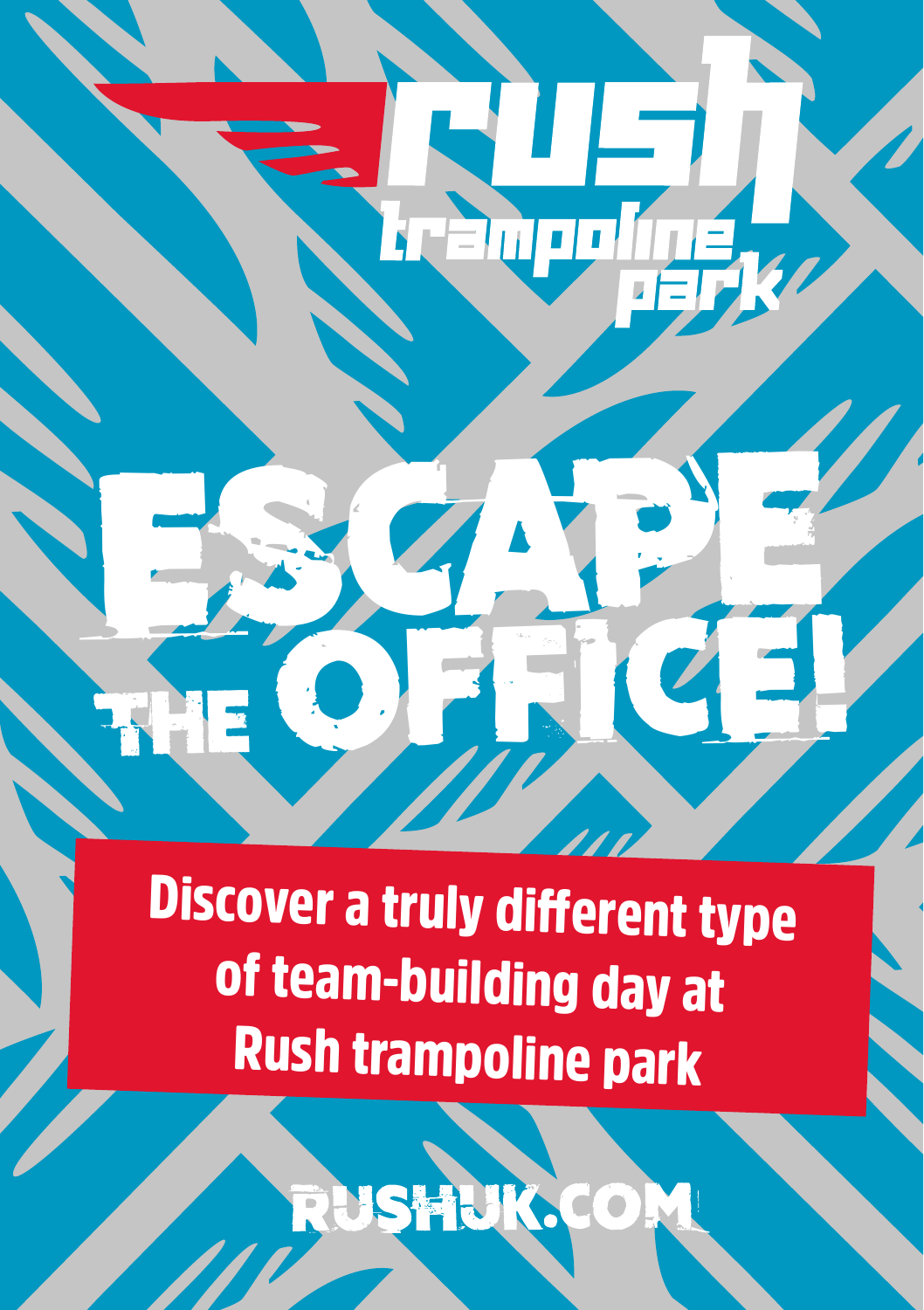# rush trampoline park

# ESCAPE THE OFFICE!

**Discover a truly different type of team-building day at Rush trampoline park**

RUSHUK.COM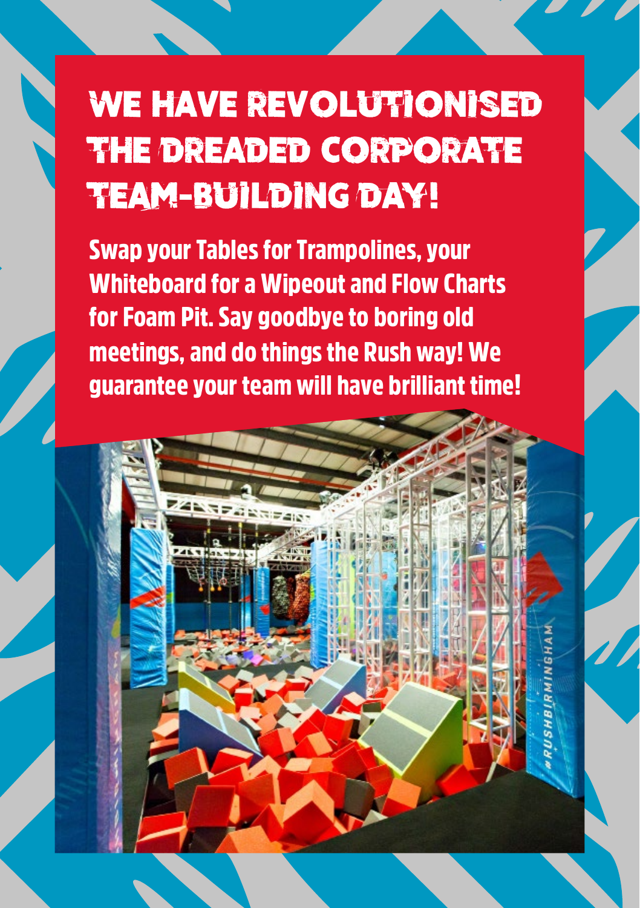# WE HAVE REVOLUTIONISED THE DREADED CORPORATE TEAM-BUILDING DAY!

**Swap your Tables for Trampolines, your Whiteboard for a Wipeout and Flow Charts for Foam Pit. Say goodbye to boring old meetings, and do things the Rush way! We guarantee your team will have brilliant time!**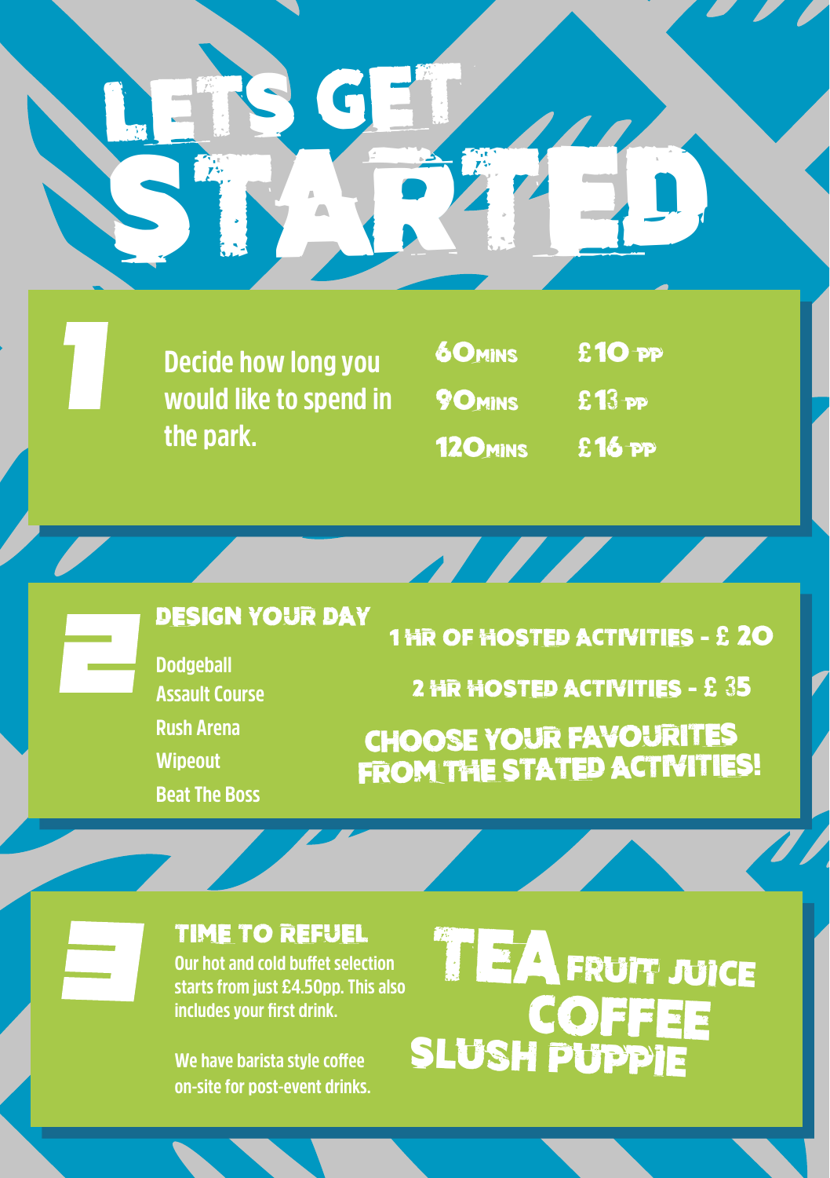# LETS GET STARTED

## 1

Decide how long you would like to spend in the park.

| | |
|---|---|
| 60 MINS | £10 PP |
| 90 MINS | £13 PP |
| 120 MINS | £16 PP |

## 2

### DESIGN YOUR DAY

- Dodgeball
- Assault Course
- Rush Arena
- Wipeout
- Beat The Boss

1 HR OF HOSTED ACTIVITIES - £ 20

2 HR HOSTED ACTIVITIES - £ 35

CHOOSE YOUR FAVOURITES FROM THE STATED ACTIVITIES!

## 3

### TIME TO REFUEL

Our hot and cold buffet selection starts from just £4.50pp. This also includes your first drink.

We have barista style coffee on-site for post-event drinks.

TEA
FRUIT JUICE
COFFEE
SLUSH PUPPIE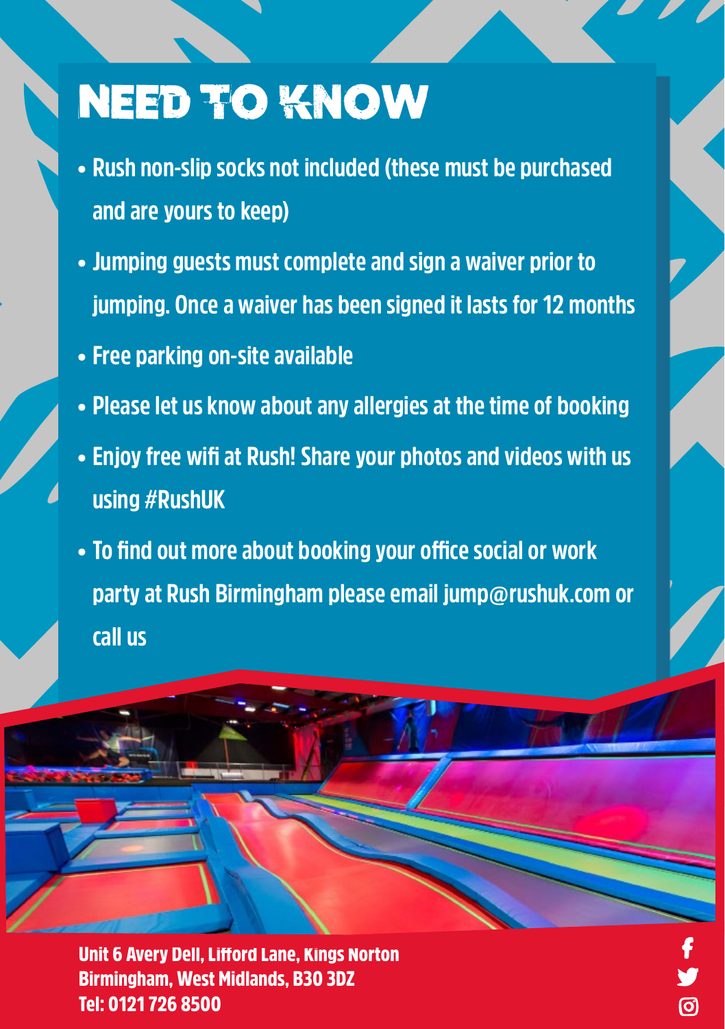# NEED TO KNOW

- Rush non-slip socks not included (these must be purchased and are yours to keep)
- Jumping guests must complete and sign a waiver prior to jumping. Once a waiver has been signed it lasts for 12 months
- Free parking on-site available
- Please let us know about any allergies at the time of booking
- Enjoy free wifi at Rush! Share your photos and videos with us using #RushUK
- To find out more about booking your office social or work party at Rush Birmingham please email jump@rushuk.com or call us

**Unit 6 Avery Dell, Lifford Lane, Kings Norton**
**Birmingham, West Midlands, B30 3DZ**
**Tel: 0121 726 8500**